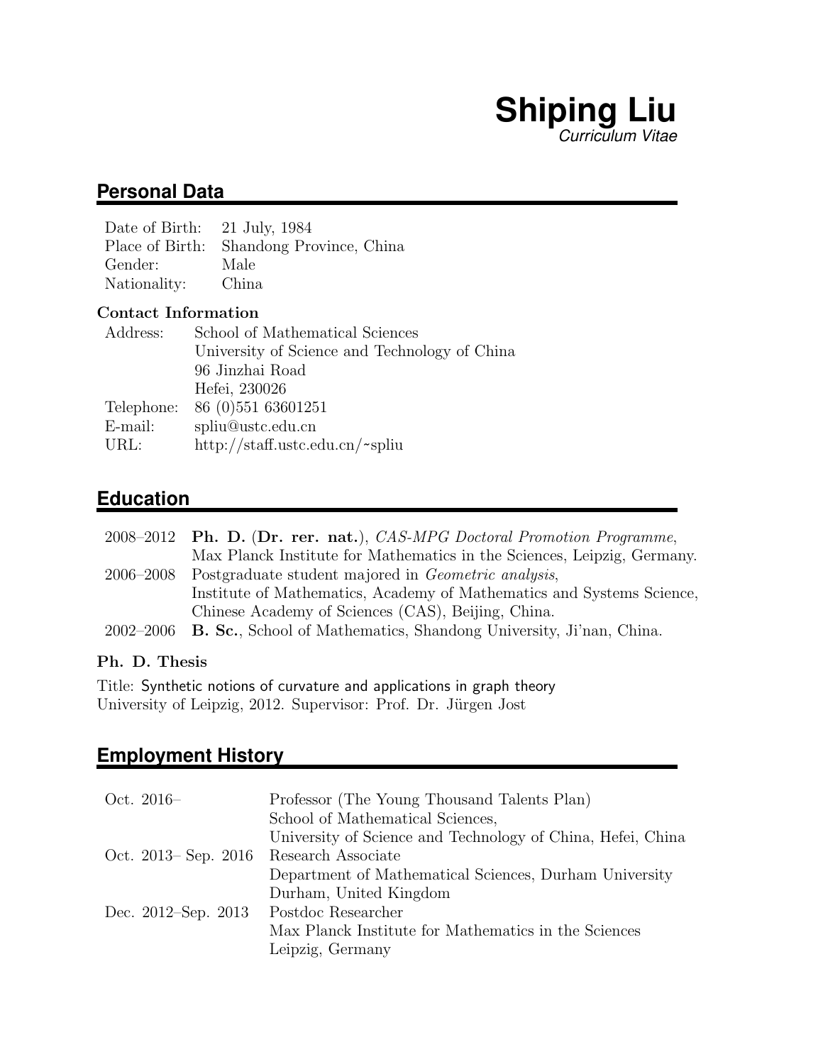# Shiping Liu

*Curriculum Vitae*

## Personal Data

| | |
|---|---|
| Date of Birth: | 21 July, 1984 |
| Place of Birth: | Shandong Province, China |
| Gender: | Male |
| Nationality: | China |

### Contact Information

| | |
|---|---|
| Address: | School of Mathematical Sciences |
| | University of Science and Technology of China |
| | 96 Jinzhai Road |
| | Hefei, 230026 |
| Telephone: | 86 (0)551 63601251 |
| E-mail: | spliu@ustc.edu.cn |
| URL: | http://staff.ustc.edu.cn/~spliu |

## Education

| | |
|---|---|
| 2008–2012 | **Ph. D.** (**Dr. rer. nat.**), *CAS-MPG Doctoral Promotion Programme*, Max Planck Institute for Mathematics in the Sciences, Leipzig, Germany. |
| 2006–2008 | Postgraduate student majored in *Geometric analysis*, Institute of Mathematics, Academy of Mathematics and Systems Science, Chinese Academy of Sciences (CAS), Beijing, China. |
| 2002–2006 | **B. Sc.**, School of Mathematics, Shandong University, Ji'nan, China. |

### Ph. D. Thesis

Title: Synthetic notions of curvature and applications in graph theory
University of Leipzig, 2012. Supervisor: Prof. Dr. Jürgen Jost

## Employment History

| | |
|---|---|
| Oct. 2016– | Professor (The Young Thousand Talents Plan) School of Mathematical Sciences, University of Science and Technology of China, Hefei, China |
| Oct. 2013– Sep. 2016 | Research Associate Department of Mathematical Sciences, Durham University Durham, United Kingdom |
| Dec. 2012–Sep. 2013 | Postdoc Researcher Max Planck Institute for Mathematics in the Sciences Leipzig, Germany |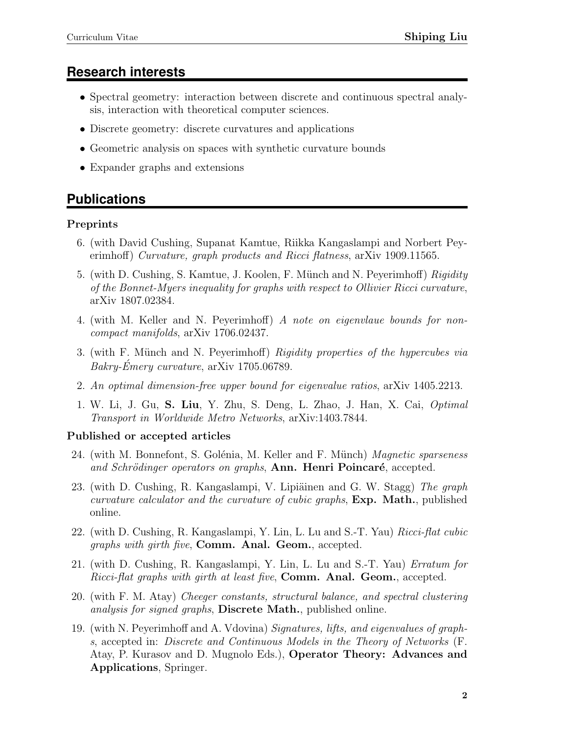## Research interests

- Spectral geometry: interaction between discrete and continuous spectral analysis, interaction with theoretical computer sciences.
- Discrete geometry: discrete curvatures and applications
- Geometric analysis on spaces with synthetic curvature bounds
- Expander graphs and extensions

## Publications

### Preprints

6. (with David Cushing, Supanat Kamtue, Riikka Kangaslampi and Norbert Peyerimhoff) *Curvature, graph products and Ricci flatness*, arXiv 1909.11565.
5. (with D. Cushing, S. Kamtue, J. Koolen, F. Münch and N. Peyerimhoff) *Rigidity of the Bonnet-Myers inequality for graphs with respect to Ollivier Ricci curvature*, arXiv 1807.02384.
4. (with M. Keller and N. Peyerimhoff) *A note on eigenvlaue bounds for non-compact manifolds*, arXiv 1706.02437.
3. (with F. Münch and N. Peyerimhoff) *Rigidity properties of the hypercubes via Bakry-Émery curvature*, arXiv 1705.06789.
2. *An optimal dimension-free upper bound for eigenvalue ratios*, arXiv 1405.2213.
1. W. Li, J. Gu, **S. Liu**, Y. Zhu, S. Deng, L. Zhao, J. Han, X. Cai, *Optimal Transport in Worldwide Metro Networks*, arXiv:1403.7844.

### Published or accepted articles

24. (with M. Bonnefont, S. Golénia, M. Keller and F. Münch) *Magnetic sparseness and Schrödinger operators on graphs*, **Ann. Henri Poincaré**, accepted.
23. (with D. Cushing, R. Kangaslampi, V. Lipiäinen and G. W. Stagg) *The graph curvature calculator and the curvature of cubic graphs*, **Exp. Math.**, published online.
22. (with D. Cushing, R. Kangaslampi, Y. Lin, L. Lu and S.-T. Yau) *Ricci-flat cubic graphs with girth five*, **Comm. Anal. Geom.**, accepted.
21. (with D. Cushing, R. Kangaslampi, Y. Lin, L. Lu and S.-T. Yau) *Erratum for Ricci-flat graphs with girth at least five*, **Comm. Anal. Geom.**, accepted.
20. (with F. M. Atay) *Cheeger constants, structural balance, and spectral clustering analysis for signed graphs*, **Discrete Math.**, published online.
19. (with N. Peyerimhoff and A. Vdovina) *Signatures, lifts, and eigenvalues of graphs*, accepted in: *Discrete and Continuous Models in the Theory of Networks* (F. Atay, P. Kurasov and D. Mugnolo Eds.), **Operator Theory: Advances and Applications**, Springer.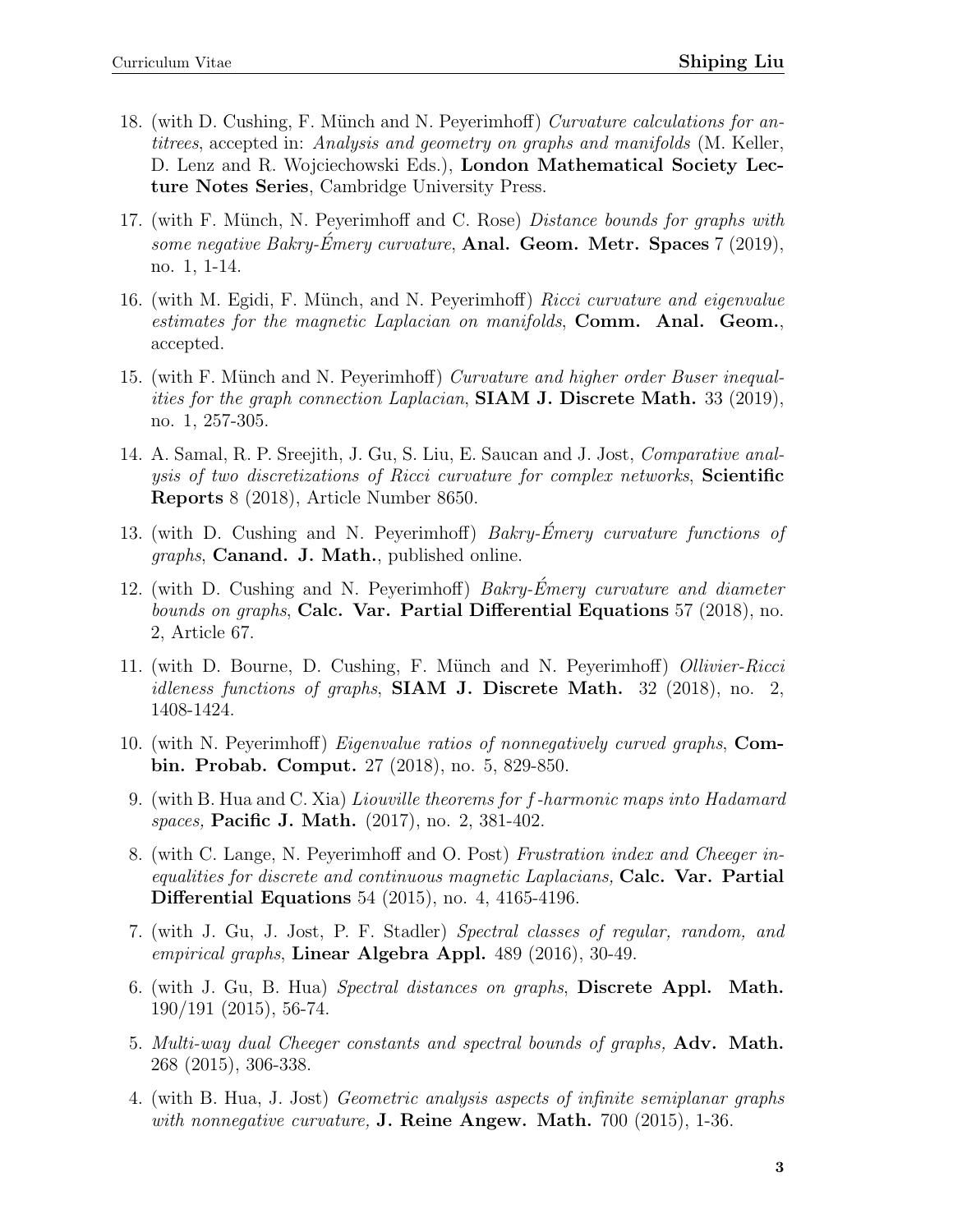18. (with D. Cushing, F. Münch and N. Peyerimhoff) *Curvature calculations for antitrees*, accepted in: *Analysis and geometry on graphs and manifolds* (M. Keller, D. Lenz and R. Wojciechowski Eds.), **London Mathematical Society Lecture Notes Series**, Cambridge University Press.

17. (with F. Münch, N. Peyerimhoff and C. Rose) *Distance bounds for graphs with some negative Bakry-Émery curvature*, **Anal. Geom. Metr. Spaces** 7 (2019), no. 1, 1-14.

16. (with M. Egidi, F. Münch, and N. Peyerimhoff) *Ricci curvature and eigenvalue estimates for the magnetic Laplacian on manifolds*, **Comm. Anal. Geom.**, accepted.

15. (with F. Münch and N. Peyerimhoff) *Curvature and higher order Buser inequalities for the graph connection Laplacian*, **SIAM J. Discrete Math.** 33 (2019), no. 1, 257-305.

14. A. Samal, R. P. Sreejith, J. Gu, S. Liu, E. Saucan and J. Jost, *Comparative analysis of two discretizations of Ricci curvature for complex networks*, **Scientific Reports** 8 (2018), Article Number 8650.

13. (with D. Cushing and N. Peyerimhoff) *Bakry-Émery curvature functions of graphs*, **Canand. J. Math.**, published online.

12. (with D. Cushing and N. Peyerimhoff) *Bakry-Émery curvature and diameter bounds on graphs*, **Calc. Var. Partial Differential Equations** 57 (2018), no. 2, Article 67.

11. (with D. Bourne, D. Cushing, F. Münch and N. Peyerimhoff) *Ollivier-Ricci idleness functions of graphs*, **SIAM J. Discrete Math.** 32 (2018), no. 2, 1408-1424.

10. (with N. Peyerimhoff) *Eigenvalue ratios of nonnegatively curved graphs*, **Combin. Probab. Comput.** 27 (2018), no. 5, 829-850.

9. (with B. Hua and C. Xia) *Liouville theorems for $f$-harmonic maps into Hadamard spaces,* **Pacific J. Math.** (2017), no. 2, 381-402.

8. (with C. Lange, N. Peyerimhoff and O. Post) *Frustration index and Cheeger inequalities for discrete and continuous magnetic Laplacians,* **Calc. Var. Partial Differential Equations** 54 (2015), no. 4, 4165-4196.

7. (with J. Gu, J. Jost, P. F. Stadler) *Spectral classes of regular, random, and empirical graphs*, **Linear Algebra Appl.** 489 (2016), 30-49.

6. (with J. Gu, B. Hua) *Spectral distances on graphs*, **Discrete Appl. Math.** 190/191 (2015), 56-74.

5. *Multi-way dual Cheeger constants and spectral bounds of graphs,* **Adv. Math.** 268 (2015), 306-338.

4. (with B. Hua, J. Jost) *Geometric analysis aspects of infinite semiplanar graphs with nonnegative curvature,* **J. Reine Angew. Math.** 700 (2015), 1-36.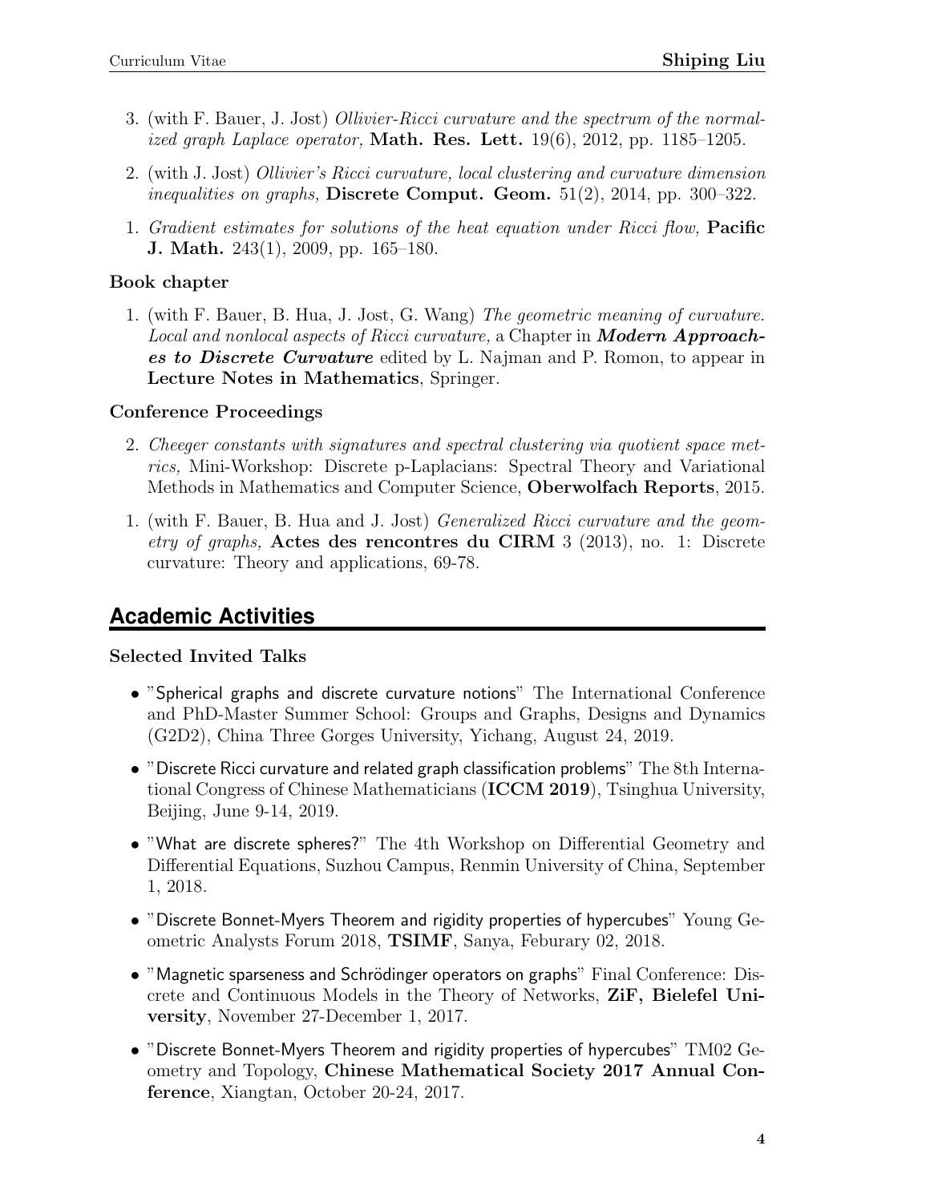3. (with F. Bauer, J. Jost) *Ollivier-Ricci curvature and the spectrum of the normalized graph Laplace operator,* **Math. Res. Lett.** 19(6), 2012, pp. 1185–1205.

2. (with J. Jost) *Ollivier's Ricci curvature, local clustering and curvature dimension inequalities on graphs,* **Discrete Comput. Geom.** 51(2), 2014, pp. 300–322.

1. *Gradient estimates for solutions of the heat equation under Ricci flow,* **Pacific J. Math.** 243(1), 2009, pp. 165–180.

### Book chapter

1. (with F. Bauer, B. Hua, J. Jost, G. Wang) *The geometric meaning of curvature. Local and nonlocal aspects of Ricci curvature,* a Chapter in ***Modern Approaches to Discrete Curvature*** edited by L. Najman and P. Romon, to appear in **Lecture Notes in Mathematics**, Springer.

### Conference Proceedings

2. *Cheeger constants with signatures and spectral clustering via quotient space metrics,* Mini-Workshop: Discrete p-Laplacians: Spectral Theory and Variational Methods in Mathematics and Computer Science, **Oberwolfach Reports**, 2015.

1. (with F. Bauer, B. Hua and J. Jost) *Generalized Ricci curvature and the geometry of graphs,* **Actes des rencontres du CIRM** 3 (2013), no. 1: Discrete curvature: Theory and applications, 69-78.

## Academic Activities

### Selected Invited Talks

- "Spherical graphs and discrete curvature notions" The International Conference and PhD-Master Summer School: Groups and Graphs, Designs and Dynamics (G2D2), China Three Gorges University, Yichang, August 24, 2019.

- "Discrete Ricci curvature and related graph classification problems" The 8th International Congress of Chinese Mathematicians (**ICCM 2019**), Tsinghua University, Beijing, June 9-14, 2019.

- "What are discrete spheres?" The 4th Workshop on Differential Geometry and Differential Equations, Suzhou Campus, Renmin University of China, September 1, 2018.

- "Discrete Bonnet-Myers Theorem and rigidity properties of hypercubes" Young Geometric Analysts Forum 2018, **TSIMF**, Sanya, Feburary 02, 2018.

- "Magnetic sparseness and Schrödinger operators on graphs" Final Conference: Discrete and Continuous Models in the Theory of Networks, **ZiF, Bielefel University**, November 27-December 1, 2017.

- "Discrete Bonnet-Myers Theorem and rigidity properties of hypercubes" TM02 Geometry and Topology, **Chinese Mathematical Society 2017 Annual Conference**, Xiangtan, October 20-24, 2017.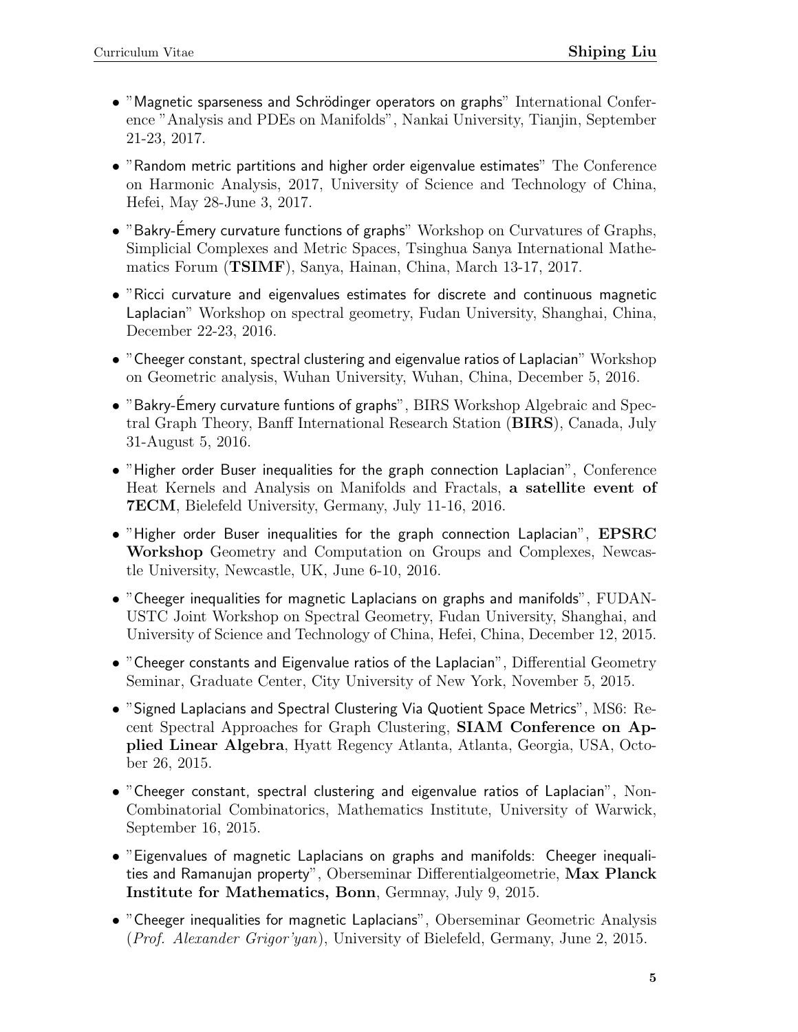- "Magnetic sparseness and Schrödinger operators on graphs" International Conference "Analysis and PDEs on Manifolds", Nankai University, Tianjin, September 21-23, 2017.
- "Random metric partitions and higher order eigenvalue estimates" The Conference on Harmonic Analysis, 2017, University of Science and Technology of China, Hefei, May 28-June 3, 2017.
- "Bakry-Émery curvature functions of graphs" Workshop on Curvatures of Graphs, Simplicial Complexes and Metric Spaces, Tsinghua Sanya International Mathematics Forum (**TSIMF**), Sanya, Hainan, China, March 13-17, 2017.
- "Ricci curvature and eigenvalues estimates for discrete and continuous magnetic Laplacian" Workshop on spectral geometry, Fudan University, Shanghai, China, December 22-23, 2016.
- "Cheeger constant, spectral clustering and eigenvalue ratios of Laplacian" Workshop on Geometric analysis, Wuhan University, Wuhan, China, December 5, 2016.
- "Bakry-Émery curvature funtions of graphs", BIRS Workshop Algebraic and Spectral Graph Theory, Banff International Research Station (**BIRS**), Canada, July 31-August 5, 2016.
- "Higher order Buser inequalities for the graph connection Laplacian", Conference Heat Kernels and Analysis on Manifolds and Fractals, **a satellite event of 7ECM**, Bielefeld University, Germany, July 11-16, 2016.
- "Higher order Buser inequalities for the graph connection Laplacian", **EPSRC Workshop** Geometry and Computation on Groups and Complexes, Newcastle University, Newcastle, UK, June 6-10, 2016.
- "Cheeger inequalities for magnetic Laplacians on graphs and manifolds", FUDAN-USTC Joint Workshop on Spectral Geometry, Fudan University, Shanghai, and University of Science and Technology of China, Hefei, China, December 12, 2015.
- "Cheeger constants and Eigenvalue ratios of the Laplacian", Differential Geometry Seminar, Graduate Center, City University of New York, November 5, 2015.
- "Signed Laplacians and Spectral Clustering Via Quotient Space Metrics", MS6: Recent Spectral Approaches for Graph Clustering, **SIAM Conference on Applied Linear Algebra**, Hyatt Regency Atlanta, Atlanta, Georgia, USA, October 26, 2015.
- "Cheeger constant, spectral clustering and eigenvalue ratios of Laplacian", Non-Combinatorial Combinatorics, Mathematics Institute, University of Warwick, September 16, 2015.
- "Eigenvalues of magnetic Laplacians on graphs and manifolds: Cheeger inequalities and Ramanujan property", Oberseminar Differentialgeometrie, **Max Planck Institute for Mathematics, Bonn**, Germnay, July 9, 2015.
- "Cheeger inequalities for magnetic Laplacians", Oberseminar Geometric Analysis (*Prof. Alexander Grigor'yan*), University of Bielefeld, Germany, June 2, 2015.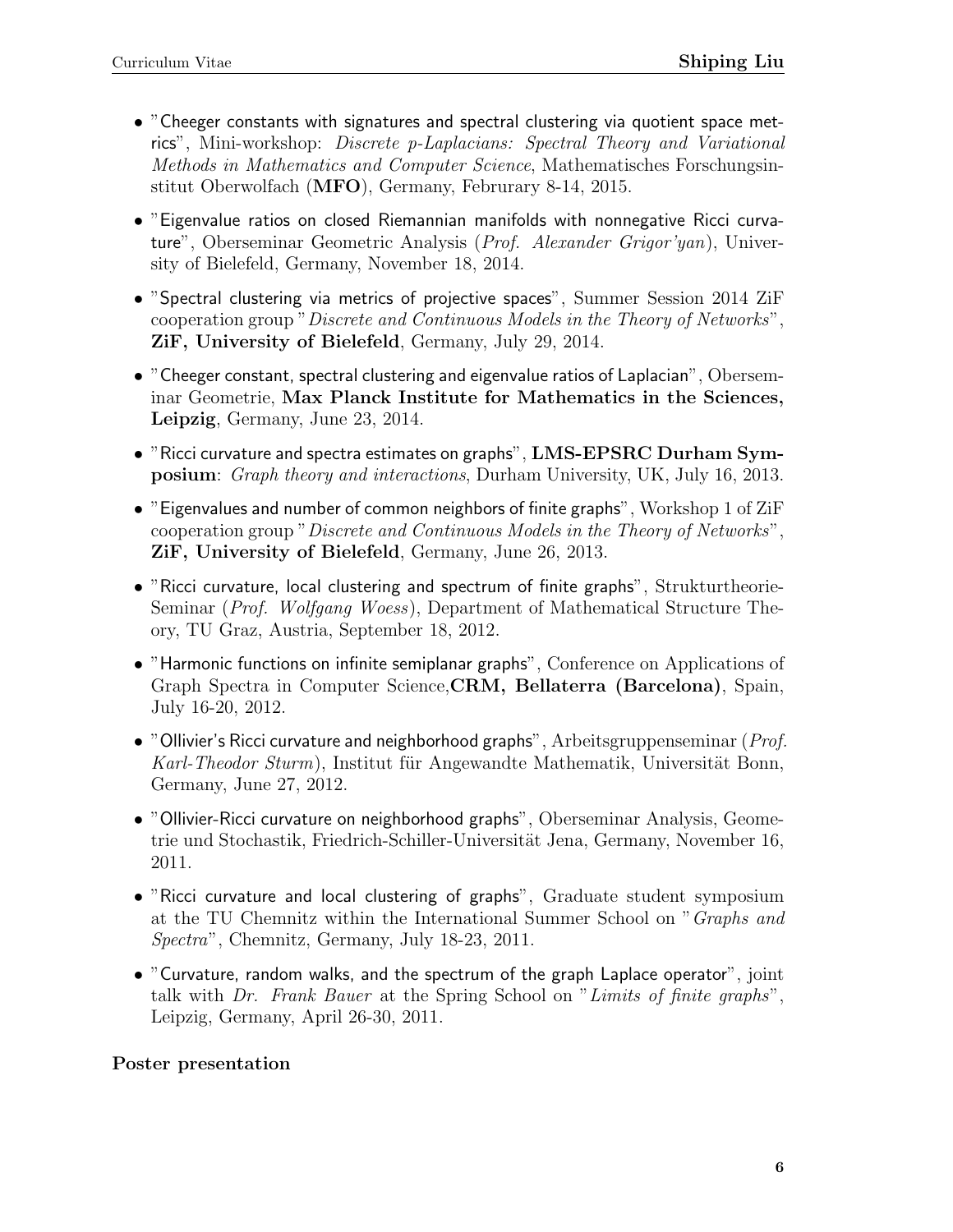- "Cheeger constants with signatures and spectral clustering via quotient space metrics", Mini-workshop: *Discrete p-Laplacians: Spectral Theory and Variational Methods in Mathematics and Computer Science*, Mathematisches Forschungsinstitut Oberwolfach (**MFO**), Germany, Februrary 8-14, 2015.
- "Eigenvalue ratios on closed Riemannian manifolds with nonnegative Ricci curvature", Oberseminar Geometric Analysis (*Prof. Alexander Grigor'yan*), University of Bielefeld, Germany, November 18, 2014.
- "Spectral clustering via metrics of projective spaces", Summer Session 2014 ZiF cooperation group "*Discrete and Continuous Models in the Theory of Networks*", **ZiF, University of Bielefeld**, Germany, July 29, 2014.
- "Cheeger constant, spectral clustering and eigenvalue ratios of Laplacian", Oberseminar Geometrie, **Max Planck Institute for Mathematics in the Sciences, Leipzig**, Germany, June 23, 2014.
- "Ricci curvature and spectra estimates on graphs", **LMS-EPSRC Durham Symposium**: *Graph theory and interactions*, Durham University, UK, July 16, 2013.
- "Eigenvalues and number of common neighbors of finite graphs", Workshop 1 of ZiF cooperation group "*Discrete and Continuous Models in the Theory of Networks*", **ZiF, University of Bielefeld**, Germany, June 26, 2013.
- "Ricci curvature, local clustering and spectrum of finite graphs", Strukturtheorie-Seminar (*Prof. Wolfgang Woess*), Department of Mathematical Structure Theory, TU Graz, Austria, September 18, 2012.
- "Harmonic functions on infinite semiplanar graphs", Conference on Applications of Graph Spectra in Computer Science,**CRM, Bellaterra (Barcelona)**, Spain, July 16-20, 2012.
- "Ollivier's Ricci curvature and neighborhood graphs", Arbeitsgruppenseminar (*Prof. Karl-Theodor Sturm*), Institut für Angewandte Mathematik, Universität Bonn, Germany, June 27, 2012.
- "Ollivier-Ricci curvature on neighborhood graphs", Oberseminar Analysis, Geometrie und Stochastik, Friedrich-Schiller-Universität Jena, Germany, November 16, 2011.
- "Ricci curvature and local clustering of graphs", Graduate student symposium at the TU Chemnitz within the International Summer School on "*Graphs and Spectra*", Chemnitz, Germany, July 18-23, 2011.
- "Curvature, random walks, and the spectrum of the graph Laplace operator", joint talk with *Dr. Frank Bauer* at the Spring School on "*Limits of finite graphs*", Leipzig, Germany, April 26-30, 2011.

**Poster presentation**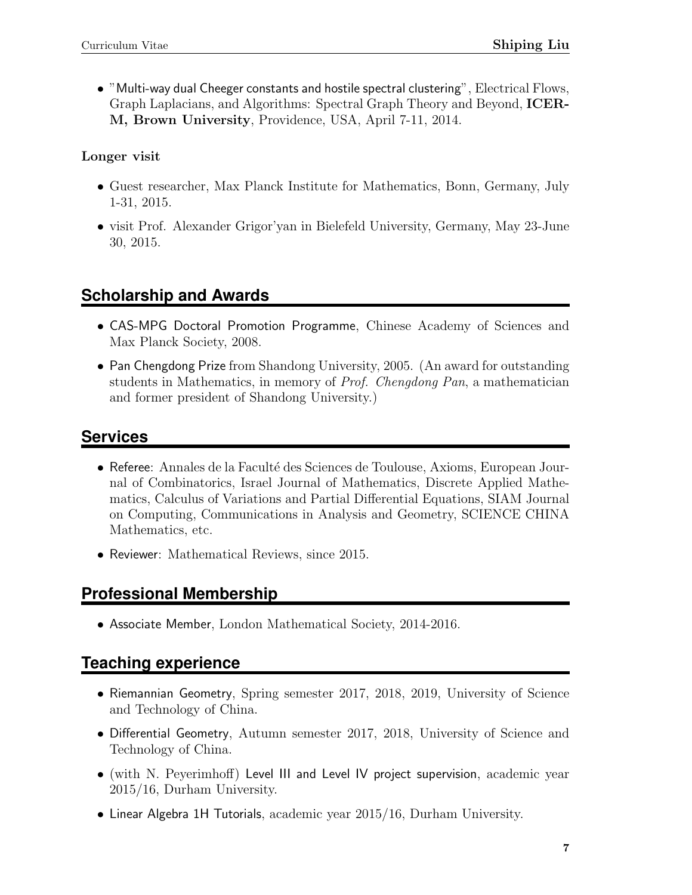- "Multi-way dual Cheeger constants and hostile spectral clustering", Electrical Flows, Graph Laplacians, and Algorithms: Spectral Graph Theory and Beyond, **ICER-M, Brown University**, Providence, USA, April 7-11, 2014.

**Longer visit**

- Guest researcher, Max Planck Institute for Mathematics, Bonn, Germany, July 1-31, 2015.
- visit Prof. Alexander Grigor'yan in Bielefeld University, Germany, May 23-June 30, 2015.

## Scholarship and Awards

- CAS-MPG Doctoral Promotion Programme, Chinese Academy of Sciences and Max Planck Society, 2008.
- Pan Chengdong Prize from Shandong University, 2005. (An award for outstanding students in Mathematics, in memory of *Prof. Chengdong Pan*, a mathematician and former president of Shandong University.)

## Services

- Referee: Annales de la Faculté des Sciences de Toulouse, Axioms, European Journal of Combinatorics, Israel Journal of Mathematics, Discrete Applied Mathematics, Calculus of Variations and Partial Differential Equations, SIAM Journal on Computing, Communications in Analysis and Geometry, SCIENCE CHINA Mathematics, etc.
- Reviewer: Mathematical Reviews, since 2015.

## Professional Membership

- Associate Member, London Mathematical Society, 2014-2016.

## Teaching experience

- Riemannian Geometry, Spring semester 2017, 2018, 2019, University of Science and Technology of China.
- Differential Geometry, Autumn semester 2017, 2018, University of Science and Technology of China.
- (with N. Peyerimhoff) Level III and Level IV project supervision, academic year 2015/16, Durham University.
- Linear Algebra 1H Tutorials, academic year 2015/16, Durham University.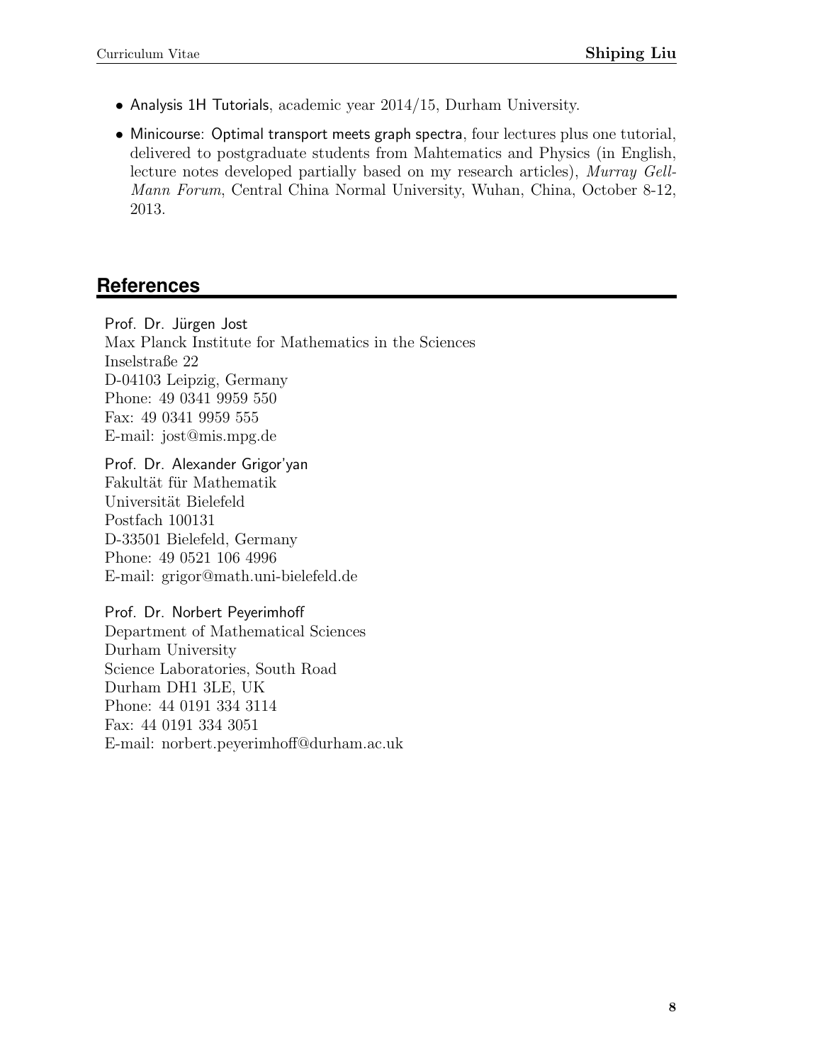- Analysis 1H Tutorials, academic year 2014/15, Durham University.
- Minicourse: Optimal transport meets graph spectra, four lectures plus one tutorial, delivered to postgraduate students from Mahtematics and Physics (in English, lecture notes developed partially based on my research articles), *Murray Gell-Mann Forum*, Central China Normal University, Wuhan, China, October 8-12, 2013.

## References

Prof. Dr. Jürgen Jost
Max Planck Institute for Mathematics in the Sciences
Inselstraße 22
D-04103 Leipzig, Germany
Phone: 49 0341 9959 550
Fax: 49 0341 9959 555
E-mail: jost@mis.mpg.de

Prof. Dr. Alexander Grigor'yan
Fakultät für Mathematik
Universität Bielefeld
Postfach 100131
D-33501 Bielefeld, Germany
Phone: 49 0521 106 4996
E-mail: grigor@math.uni-bielefeld.de

Prof. Dr. Norbert Peyerimhoff
Department of Mathematical Sciences
Durham University
Science Laboratories, South Road
Durham DH1 3LE, UK
Phone: 44 0191 334 3114
Fax: 44 0191 334 3051
E-mail: norbert.peyerimhoff@durham.ac.uk